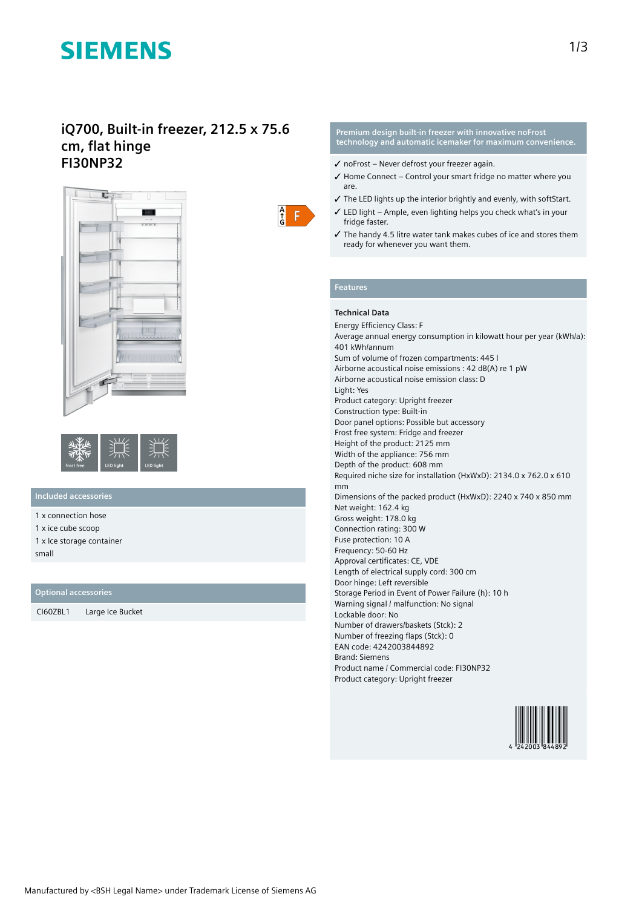SIEMENS

# iQ700, Built-in freezer, 212.5 x 75.6 cm, flat hinge
# FI30NP32

F

frost free | LED light | LED light

## Included accessories

1 x connection hose
1 x ice cube scoop
1 x Ice storage container small

## Optional accessories

| CI60ZBL1 | Large Ice Bucket |
|---|---|

**Premium design built-in freezer with innovative noFrost technology and automatic icemaker for maximum convenience.**

- ✓ noFrost – Never defrost your freezer again.
- ✓ Home Connect – Control your smart fridge no matter where you are.
- ✓ The LED lights up the interior brightly and evenly, with softStart.
- ✓ LED light – Ample, even lighting helps you check what's in your fridge faster.
- ✓ The handy 4.5 litre water tank makes cubes of ice and stores them ready for whenever you want them.

## Features

### Technical Data

Energy Efficiency Class: F
Average annual energy consumption in kilowatt hour per year (kWh/a): 401 kWh/annum
Sum of volume of frozen compartments: 445 l
Airborne acoustical noise emissions : 42 dB(A) re 1 pW
Airborne acoustical noise emission class: D
Light: Yes
Product category: Upright freezer
Construction type: Built-in
Door panel options: Possible but accessory
Frost free system: Fridge and freezer
Height of the product: 2125 mm
Width of the appliance: 756 mm
Depth of the product: 608 mm
Required niche size for installation (HxWxD): 2134.0 x 762.0 x 610 mm
Dimensions of the packed product (HxWxD): 2240 x 740 x 850 mm
Net weight: 162.4 kg
Gross weight: 178.0 kg
Connection rating: 300 W
Fuse protection: 10 A
Frequency: 50-60 Hz
Approval certificates: CE, VDE
Length of electrical supply cord: 300 cm
Door hinge: Left reversible
Storage Period in Event of Power Failure (h): 10 h
Warning signal / malfunction: No signal
Lockable door: No
Number of drawers/baskets (Stck): 2
Number of freezing flaps (Stck): 0
EAN code: 4242003844892
Brand: Siemens
Product name / Commercial code: FI30NP32
Product category: Upright freezer

4 242003 844892

Manufactured by <BSH Legal Name> under Trademark License of Siemens AG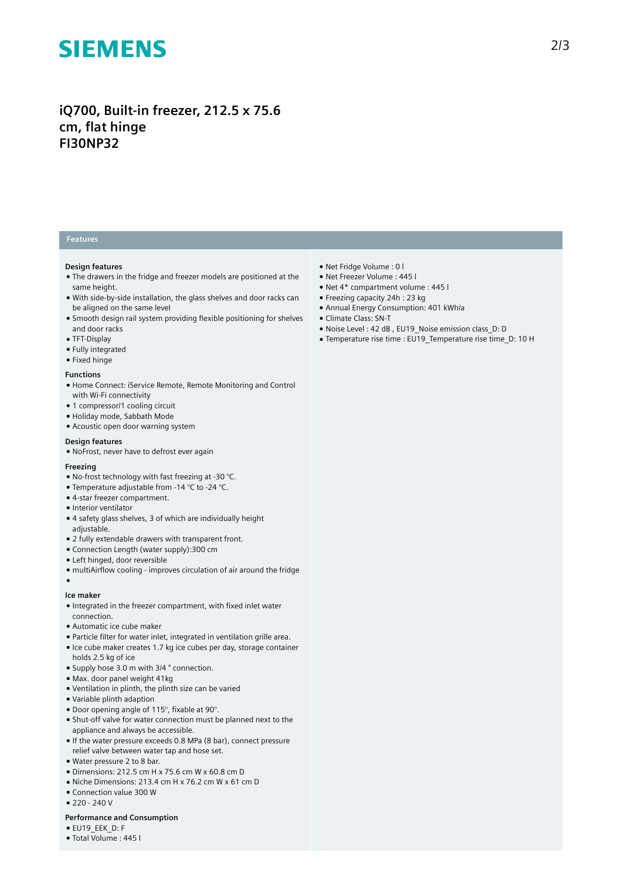# iQ700, Built-in freezer, 212.5 x 75.6 cm, flat hinge
# FI30NP32

## Features

### Design features

- The drawers in the fridge and freezer models are positioned at the same height.
- With side-by-side installation, the glass shelves and door racks can be aligned on the same level
- Smooth design rail system providing flexible positioning for shelves and door racks
- TFT-Display
- Fully integrated
- Fixed hinge

### Functions

- Home Connect: iService Remote, Remote Monitoring and Control with Wi-Fi connectivity
- 1 compressor/1 cooling circuit
- Holiday mode, Sabbath Mode
- Acoustic open door warning system

### Design features

- NoFrost, never have to defrost ever again

### Freezing

- No-frost technology with fast freezing at -30 °C.
- Temperature adjustable from -14 °C to -24 °C.
- 4-star freezer compartment.
- Interior ventilator
- 4 safety glass shelves, 3 of which are individually height adjustable.
- 2 fully extendable drawers with transparent front.
- Connection Length (water supply):300 cm
- Left hinged, door reversible
- multiAirflow cooling - improves circulation of air around the fridge
- 

### Ice maker

- Integrated in the freezer compartment, with fixed inlet water connection.
- Automatic ice cube maker
- Particle filter for water inlet, integrated in ventilation grille area.
- Ice cube maker creates 1.7 kg ice cubes per day, storage container holds 2.5 kg of ice
- Supply hose 3.0 m with 3/4 " connection.
- Max. door panel weight 41kg
- Ventilation in plinth, the plinth size can be varied
- Variable plinth adaption
- Door opening angle of 115°, fixable at 90°.
- Shut-off valve for water connection must be planned next to the appliance and always be accessible.
- If the water pressure exceeds 0.8 MPa (8 bar), connect pressure relief valve between water tap and hose set.
- Water pressure 2 to 8 bar.
- Dimensions: 212.5 cm H x 75.6 cm W x 60.8 cm D
- Niche Dimensions: 213.4 cm H x 76.2 cm W x 61 cm D
- Connection value 300 W
- 220 - 240 V

### Performance and Consumption

- EU19_EEK_D: F
- Total Volume : 445 l
- Net Fridge Volume : 0 l
- Net Freezer Volume : 445 l
- Net 4* compartment volume : 445 l
- Freezing capacity 24h : 23 kg
- Annual Energy Consumption: 401 kWh/a
- Climate Class: SN-T
- Noise Level : 42 dB , EU19_Noise emission class_D: D
- Temperature rise time : EU19_Temperature rise time_D: 10 H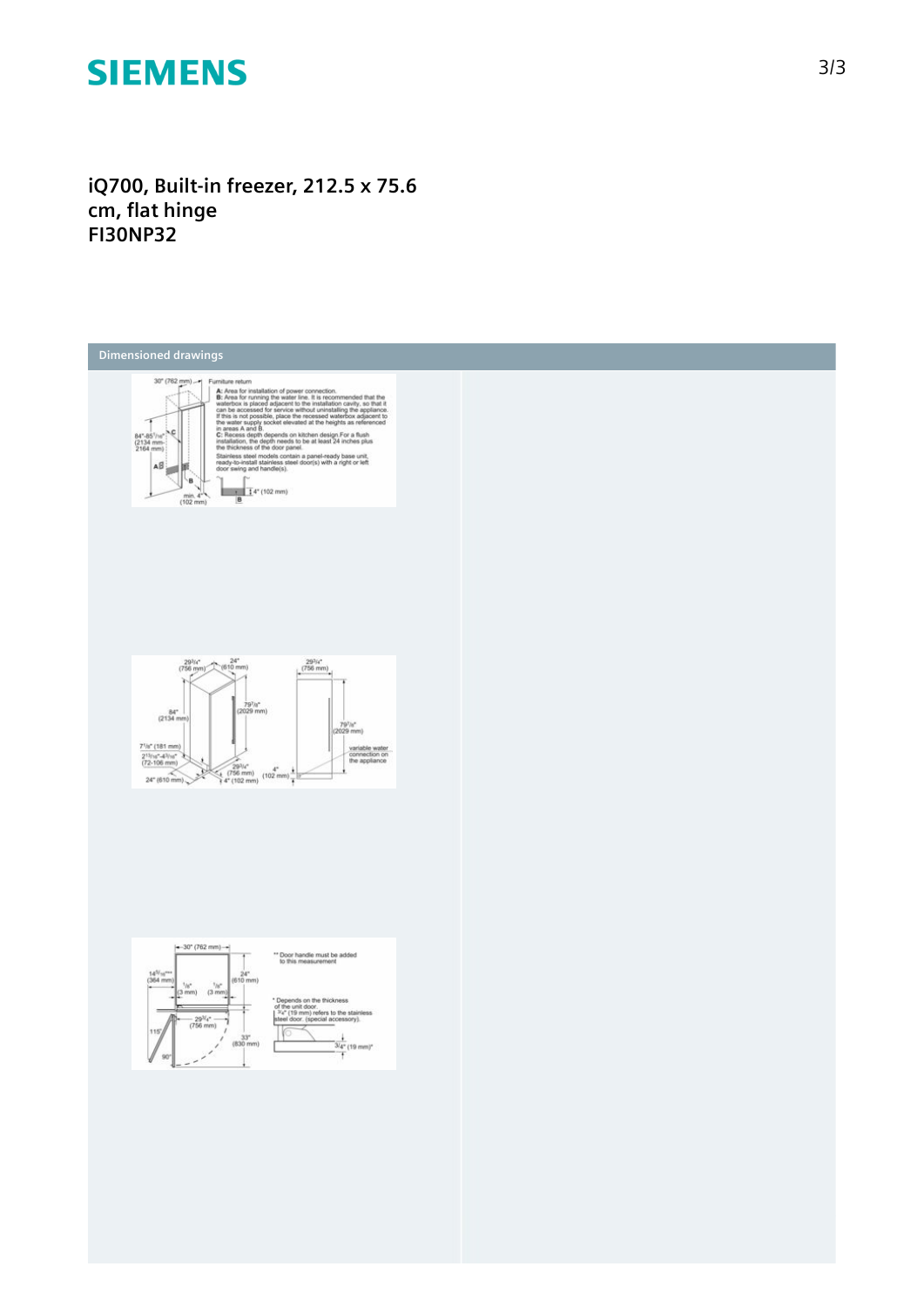# iQ700, Built-in freezer, 212.5 x 75.6 cm, flat hinge
# FI30NP32

## Dimensioned drawings

30" (762 mm)

Furniture return

A: Area for installation of power connection.
B: Area for running the water line. It is recommended that the waterbox is placed adjacent to the installation cavity, so that it can be accessed for service without uninstalling the appliance. If this is not possible, place the recessed waterbox adjacent to the water supply socket elevated at the heights as referenced in areas A and B.
C: Recess depth depends on kitchen design. For a flush installation, the depth needs to be at least 24 inches plus the thickness of the door panel.
Stainless steel models contain a panel-ready base unit, ready-to-install stainless steel door(s) with a right or left door swing and handle(s).

84"-85 1/16" (2134 mm-2164 mm)

min. 4" (102 mm)

4" (102 mm)

29 3/4" (756 mm)

24" (610 mm)

84" (2134 mm)

79 7/8" (2029 mm)

7 1/8" (181 mm)

2 13/16"-4 3/16" (72-106 mm)

24" (610 mm)

4" (102 mm)

variable water connection on the appliance

30" (762 mm)

14 5/16"*** (364 mm)

1/8" (3 mm)

24" (610 mm)

115°

90°

33" (830 mm)

** Door handle must be added to this measurement

* Depends on the thickness of the unit door.
3/4" (19 mm) refers to the stainless steel door. (special accessory).

3/4" (19 mm)*